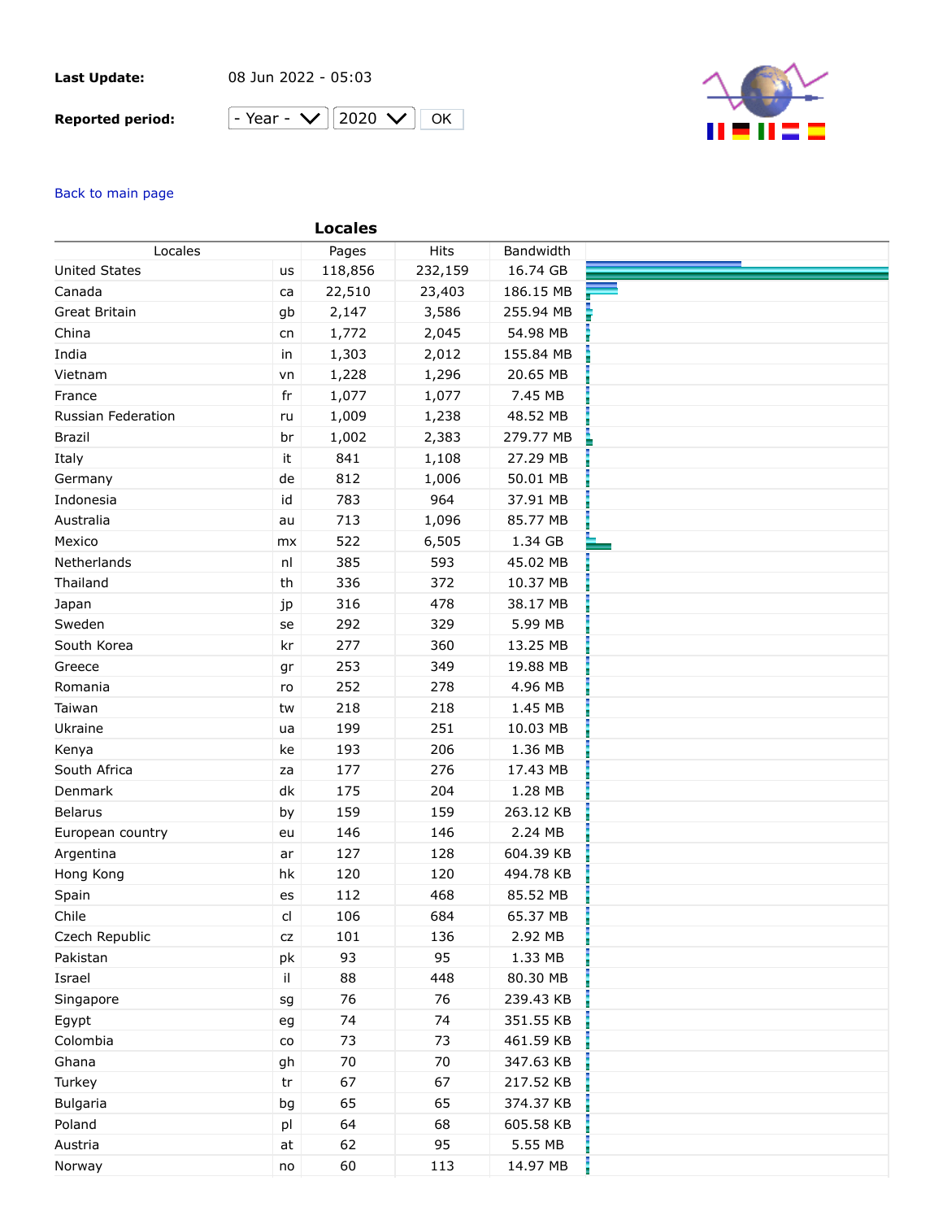**Last Update:** 08 Jun 2022 - 05:03

**Reported period:** - Year - 2020 OK

Back to main page

## Locales

| Locales | | Pages | Hits | Bandwidth |
|---|---|---|---|---|
| United States | us | 118,856 | 232,159 | 16.74 GB |
| Canada | ca | 22,510 | 23,403 | 186.15 MB |
| Great Britain | gb | 2,147 | 3,586 | 255.94 MB |
| China | cn | 1,772 | 2,045 | 54.98 MB |
| India | in | 1,303 | 2,012 | 155.84 MB |
| Vietnam | vn | 1,228 | 1,296 | 20.65 MB |
| France | fr | 1,077 | 1,077 | 7.45 MB |
| Russian Federation | ru | 1,009 | 1,238 | 48.52 MB |
| Brazil | br | 1,002 | 2,383 | 279.77 MB |
| Italy | it | 841 | 1,108 | 27.29 MB |
| Germany | de | 812 | 1,006 | 50.01 MB |
| Indonesia | id | 783 | 964 | 37.91 MB |
| Australia | au | 713 | 1,096 | 85.77 MB |
| Mexico | mx | 522 | 6,505 | 1.34 GB |
| Netherlands | nl | 385 | 593 | 45.02 MB |
| Thailand | th | 336 | 372 | 10.37 MB |
| Japan | jp | 316 | 478 | 38.17 MB |
| Sweden | se | 292 | 329 | 5.99 MB |
| South Korea | kr | 277 | 360 | 13.25 MB |
| Greece | gr | 253 | 349 | 19.88 MB |
| Romania | ro | 252 | 278 | 4.96 MB |
| Taiwan | tw | 218 | 218 | 1.45 MB |
| Ukraine | ua | 199 | 251 | 10.03 MB |
| Kenya | ke | 193 | 206 | 1.36 MB |
| South Africa | za | 177 | 276 | 17.43 MB |
| Denmark | dk | 175 | 204 | 1.28 MB |
| Belarus | by | 159 | 159 | 263.12 KB |
| European country | eu | 146 | 146 | 2.24 MB |
| Argentina | ar | 127 | 128 | 604.39 KB |
| Hong Kong | hk | 120 | 120 | 494.78 KB |
| Spain | es | 112 | 468 | 85.52 MB |
| Chile | cl | 106 | 684 | 65.37 MB |
| Czech Republic | cz | 101 | 136 | 2.92 MB |
| Pakistan | pk | 93 | 95 | 1.33 MB |
| Israel | il | 88 | 448 | 80.30 MB |
| Singapore | sg | 76 | 76 | 239.43 KB |
| Egypt | eg | 74 | 74 | 351.55 KB |
| Colombia | co | 73 | 73 | 461.59 KB |
| Ghana | gh | 70 | 70 | 347.63 KB |
| Turkey | tr | 67 | 67 | 217.52 KB |
| Bulgaria | bg | 65 | 65 | 374.37 KB |
| Poland | pl | 64 | 68 | 605.58 KB |
| Austria | at | 62 | 95 | 5.55 MB |
| Norway | no | 60 | 113 | 14.97 MB |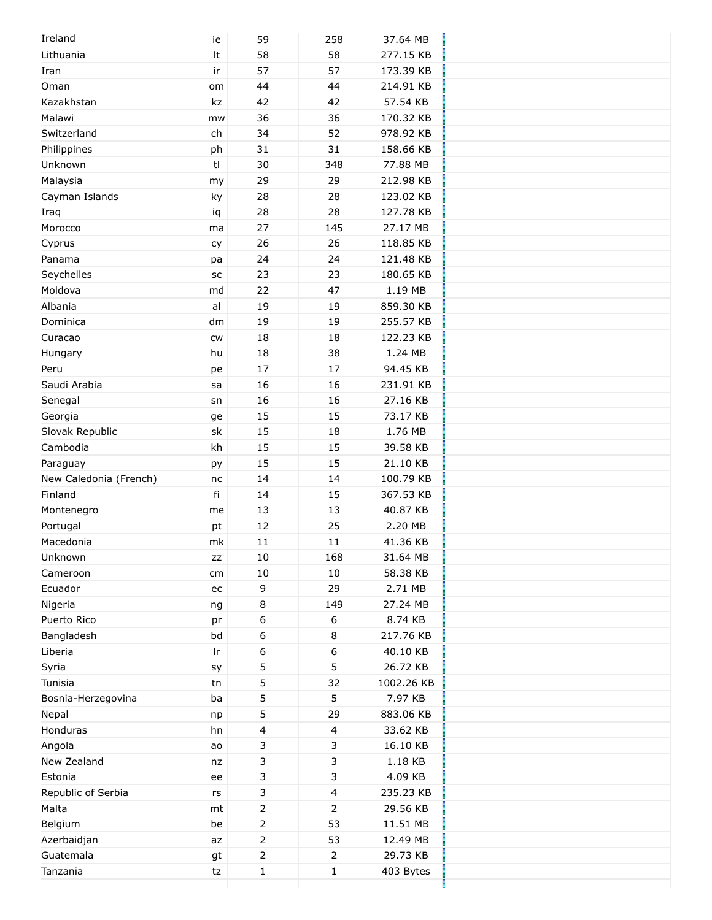| | | | | |
|---|---|---|---|---|
| Ireland | ie | 59 | 258 | 37.64 MB |
| Lithuania | lt | 58 | 58 | 277.15 KB |
| Iran | ir | 57 | 57 | 173.39 KB |
| Oman | om | 44 | 44 | 214.91 KB |
| Kazakhstan | kz | 42 | 42 | 57.54 KB |
| Malawi | mw | 36 | 36 | 170.32 KB |
| Switzerland | ch | 34 | 52 | 978.92 KB |
| Philippines | ph | 31 | 31 | 158.66 KB |
| Unknown | tl | 30 | 348 | 77.88 MB |
| Malaysia | my | 29 | 29 | 212.98 KB |
| Cayman Islands | ky | 28 | 28 | 123.02 KB |
| Iraq | iq | 28 | 28 | 127.78 KB |
| Morocco | ma | 27 | 145 | 27.17 MB |
| Cyprus | cy | 26 | 26 | 118.85 KB |
| Panama | pa | 24 | 24 | 121.48 KB |
| Seychelles | sc | 23 | 23 | 180.65 KB |
| Moldova | md | 22 | 47 | 1.19 MB |
| Albania | al | 19 | 19 | 859.30 KB |
| Dominica | dm | 19 | 19 | 255.57 KB |
| Curacao | cw | 18 | 18 | 122.23 KB |
| Hungary | hu | 18 | 38 | 1.24 MB |
| Peru | pe | 17 | 17 | 94.45 KB |
| Saudi Arabia | sa | 16 | 16 | 231.91 KB |
| Senegal | sn | 16 | 16 | 27.16 KB |
| Georgia | ge | 15 | 15 | 73.17 KB |
| Slovak Republic | sk | 15 | 18 | 1.76 MB |
| Cambodia | kh | 15 | 15 | 39.58 KB |
| Paraguay | py | 15 | 15 | 21.10 KB |
| New Caledonia (French) | nc | 14 | 14 | 100.79 KB |
| Finland | fi | 14 | 15 | 367.53 KB |
| Montenegro | me | 13 | 13 | 40.87 KB |
| Portugal | pt | 12 | 25 | 2.20 MB |
| Macedonia | mk | 11 | 11 | 41.36 KB |
| Unknown | zz | 10 | 168 | 31.64 MB |
| Cameroon | cm | 10 | 10 | 58.38 KB |
| Ecuador | ec | 9 | 29 | 2.71 MB |
| Nigeria | ng | 8 | 149 | 27.24 MB |
| Puerto Rico | pr | 6 | 6 | 8.74 KB |
| Bangladesh | bd | 6 | 8 | 217.76 KB |
| Liberia | lr | 6 | 6 | 40.10 KB |
| Syria | sy | 5 | 5 | 26.72 KB |
| Tunisia | tn | 5 | 32 | 1002.26 KB |
| Bosnia-Herzegovina | ba | 5 | 5 | 7.97 KB |
| Nepal | np | 5 | 29 | 883.06 KB |
| Honduras | hn | 4 | 4 | 33.62 KB |
| Angola | ao | 3 | 3 | 16.10 KB |
| New Zealand | nz | 3 | 3 | 1.18 KB |
| Estonia | ee | 3 | 3 | 4.09 KB |
| Republic of Serbia | rs | 3 | 4 | 235.23 KB |
| Malta | mt | 2 | 2 | 29.56 KB |
| Belgium | be | 2 | 53 | 11.51 MB |
| Azerbaidjan | az | 2 | 53 | 12.49 MB |
| Guatemala | gt | 2 | 2 | 29.73 KB |
| Tanzania | tz | 1 | 1 | 403 Bytes |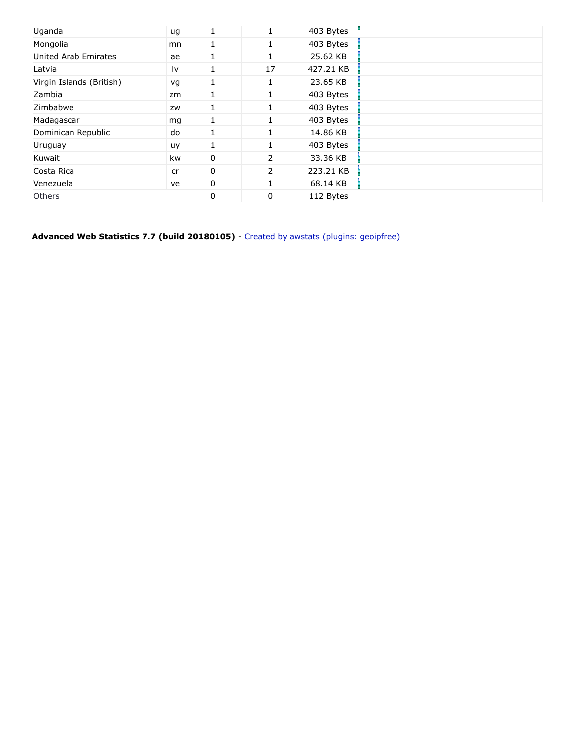| | | | | | |
|---|---|---|---|---|---|
| Uganda | ug | 1 | 1 | 403 Bytes | |
| Mongolia | mn | 1 | 1 | 403 Bytes | |
| United Arab Emirates | ae | 1 | 1 | 25.62 KB | |
| Latvia | lv | 1 | 17 | 427.21 KB | |
| Virgin Islands (British) | vg | 1 | 1 | 23.65 KB | |
| Zambia | zm | 1 | 1 | 403 Bytes | |
| Zimbabwe | zw | 1 | 1 | 403 Bytes | |
| Madagascar | mg | 1 | 1 | 403 Bytes | |
| Dominican Republic | do | 1 | 1 | 14.86 KB | |
| Uruguay | uy | 1 | 1 | 403 Bytes | |
| Kuwait | kw | 0 | 2 | 33.36 KB | |
| Costa Rica | cr | 0 | 2 | 223.21 KB | |
| Venezuela | ve | 0 | 1 | 68.14 KB | |
| Others | | 0 | 0 | 112 Bytes | |

**Advanced Web Statistics 7.7 (build 20180105)** - Created by awstats (plugins: geoipfree)